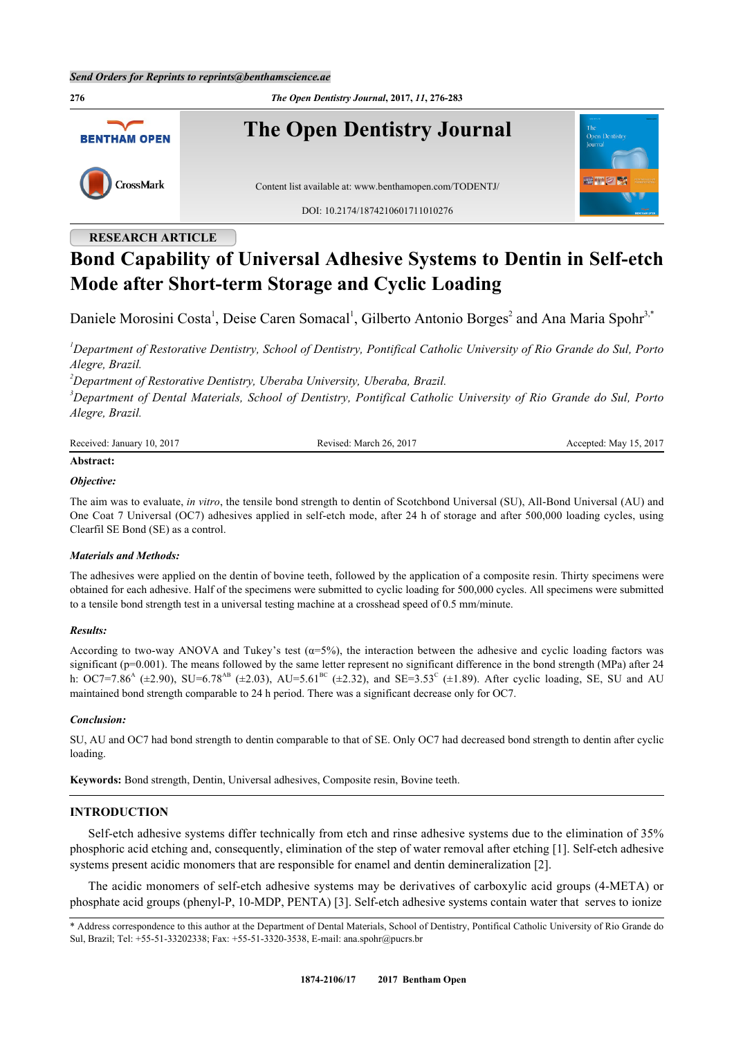Send Orders for Reprints to reprints@benthamscience.ae

RESEARCH ARTICLE

# Bond Capability of Universal Adhesive Systems to Dentin in Self-etch Mode after Short-term Storage and Cyclic Loading

Daniele Morosini Costa[1], Deise Caren Somacal[1], Gilberto Antonio Borges[2] and Ana Maria Spohr[3,*]

[1]*Department of Restorative Dentistry, School of Dentistry, Pontifical Catholic University of Rio Grande do Sul, Porto Alegre, Brazil.*

[2]*Department of Restorative Dentistry, Uberaba University, Uberaba, Brazil.*

[3]*Department of Dental Materials, School of Dentistry, Pontifical Catholic University of Rio Grande do Sul, Porto Alegre, Brazil.*

Received: January 10, 2017 Revised: March 26, 2017 Accepted: May 15, 2017

**Abstract:**

***Objective:***

The aim was to evaluate, *in vitro*, the tensile bond strength to dentin of Scotchbond Universal (SU), All-Bond Universal (AU) and One Coat 7 Universal (OC7) adhesives applied in self-etch mode, after 24 h of storage and after 500,000 loading cycles, using Clearfil SE Bond (SE) as a control.

***Materials and Methods:***

The adhesives were applied on the dentin of bovine teeth, followed by the application of a composite resin. Thirty specimens were obtained for each adhesive. Half of the specimens were submitted to cyclic loading for 500,000 cycles. All specimens were submitted to a tensile bond strength test in a universal testing machine at a crosshead speed of 0.5 mm/minute.

***Results:***

According to two-way ANOVA and Tukey's test ($\alpha$=5%), the interaction between the adhesive and cyclic loading factors was significant (p=0.001). The means followed by the same letter represent no significant difference in the bond strength (MPa) after 24 h: OC7=7.86$^{A}$ (±2.90), SU=6.78$^{AB}$ (±2.03), AU=5.61$^{BC}$ (±2.32), and SE=3.53$^{C}$ (±1.89). After cyclic loading, SE, SU and AU maintained bond strength comparable to 24 h period. There was a significant decrease only for OC7.

***Conclusion:***

SU, AU and OC7 had bond strength to dentin comparable to that of SE. Only OC7 had decreased bond strength to dentin after cyclic loading.

**Keywords:** Bond strength, Dentin, Universal adhesives, Composite resin, Bovine teeth.

## INTRODUCTION

Self-etch adhesive systems differ technically from etch and rinse adhesive systems due to the elimination of 35% phosphoric acid etching and, consequently, elimination of the step of water removal after etching [1]. Self-etch adhesive systems present acidic monomers that are responsible for enamel and dentin demineralization [2].

The acidic monomers of self-etch adhesive systems may be derivatives of carboxylic acid groups (4-META) or phosphate acid groups (phenyl-P, 10-MDP, PENTA) [3]. Self-etch adhesive systems contain water that serves to ionize

\* Address correspondence to this author at the Department of Dental Materials, School of Dentistry, Pontifical Catholic University of Rio Grande do Sul, Brazil; Tel: +55-51-33202338; Fax: +55-51-3320-3538, E-mail: ana.spohr@pucrs.br

1874-2106/17 2017 Bentham Open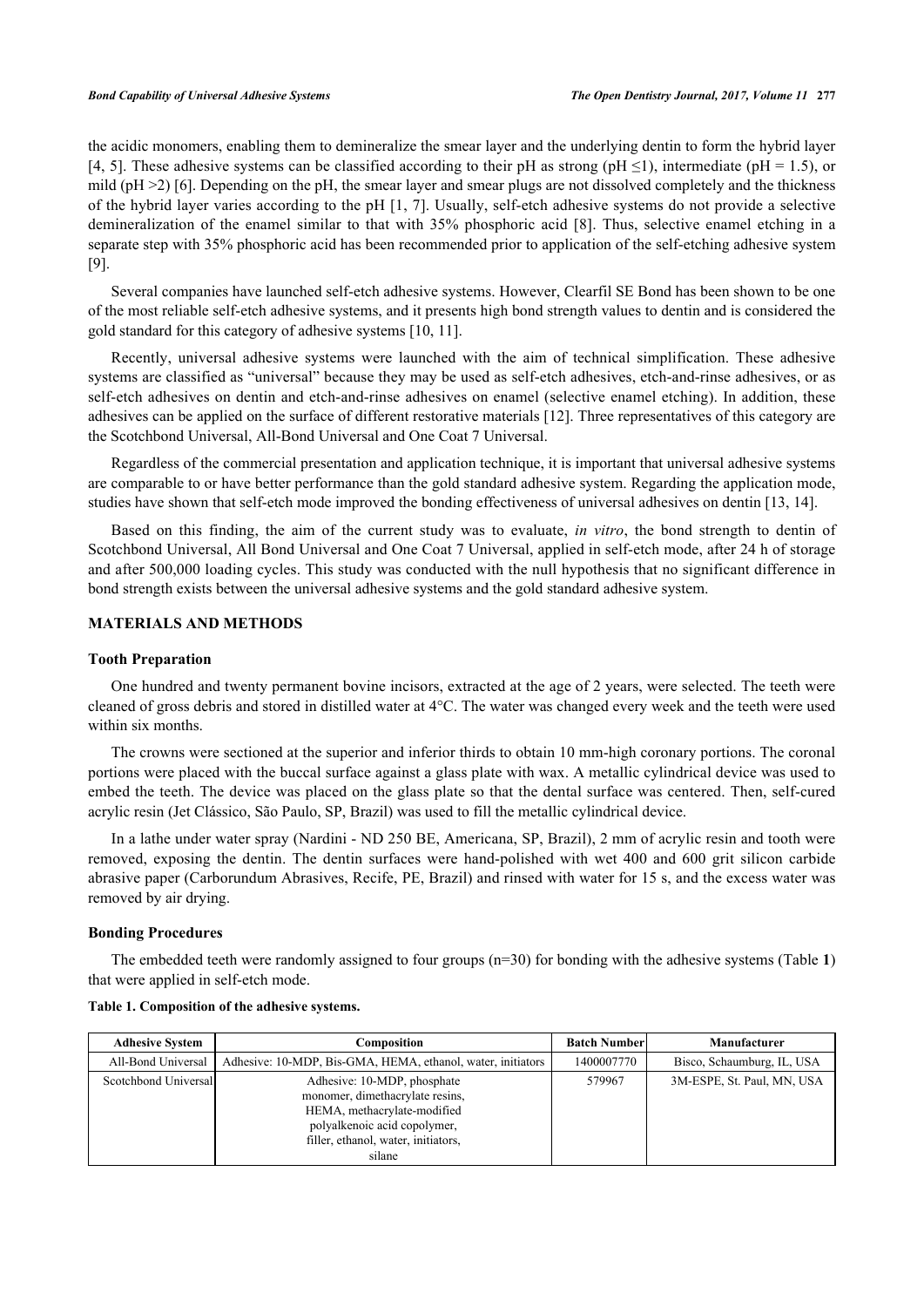the acidic monomers, enabling them to demineralize the smear layer and the underlying dentin to form the hybrid layer [4, 5]. These adhesive systems can be classified according to their pH as strong (pH ≤1), intermediate (pH = 1.5), or mild (pH >2) [6]. Depending on the pH, the smear layer and smear plugs are not dissolved completely and the thickness of the hybrid layer varies according to the pH [1, 7]. Usually, self-etch adhesive systems do not provide a selective demineralization of the enamel similar to that with 35% phosphoric acid [8]. Thus, selective enamel etching in a separate step with 35% phosphoric acid has been recommended prior to application of the self-etching adhesive system [9].

Several companies have launched self-etch adhesive systems. However, Clearfil SE Bond has been shown to be one of the most reliable self-etch adhesive systems, and it presents high bond strength values to dentin and is considered the gold standard for this category of adhesive systems [10, 11].

Recently, universal adhesive systems were launched with the aim of technical simplification. These adhesive systems are classified as "universal" because they may be used as self-etch adhesives, etch-and-rinse adhesives, or as self-etch adhesives on dentin and etch-and-rinse adhesives on enamel (selective enamel etching). In addition, these adhesives can be applied on the surface of different restorative materials [12]. Three representatives of this category are the Scotchbond Universal, All-Bond Universal and One Coat 7 Universal.

Regardless of the commercial presentation and application technique, it is important that universal adhesive systems are comparable to or have better performance than the gold standard adhesive system. Regarding the application mode, studies have shown that self-etch mode improved the bonding effectiveness of universal adhesives on dentin [13, 14].

Based on this finding, the aim of the current study was to evaluate, *in vitro*, the bond strength to dentin of Scotchbond Universal, All Bond Universal and One Coat 7 Universal, applied in self-etch mode, after 24 h of storage and after 500,000 loading cycles. This study was conducted with the null hypothesis that no significant difference in bond strength exists between the universal adhesive systems and the gold standard adhesive system.

## MATERIALS AND METHODS

### Tooth Preparation

One hundred and twenty permanent bovine incisors, extracted at the age of 2 years, were selected. The teeth were cleaned of gross debris and stored in distilled water at 4°C. The water was changed every week and the teeth were used within six months.

The crowns were sectioned at the superior and inferior thirds to obtain 10 mm-high coronary portions. The coronal portions were placed with the buccal surface against a glass plate with wax. A metallic cylindrical device was used to embed the teeth. The device was placed on the glass plate so that the dental surface was centered. Then, self-cured acrylic resin (Jet Clássico, São Paulo, SP, Brazil) was used to fill the metallic cylindrical device.

In a lathe under water spray (Nardini - ND 250 BE, Americana, SP, Brazil), 2 mm of acrylic resin and tooth were removed, exposing the dentin. The dentin surfaces were hand-polished with wet 400 and 600 grit silicon carbide abrasive paper (Carborundum Abrasives, Recife, PE, Brazil) and rinsed with water for 15 s, and the excess water was removed by air drying.

### Bonding Procedures

The embedded teeth were randomly assigned to four groups (n=30) for bonding with the adhesive systems (Table **1**) that were applied in self-etch mode.

**Table 1. Composition of the adhesive systems.**

| Adhesive System | Composition | Batch Number | Manufacturer |
|---|---|---|---|
| All-Bond Universal | Adhesive: 10-MDP, Bis-GMA, HEMA, ethanol, water, initiators | 1400007770 | Bisco, Schaumburg, IL, USA |
| Scotchbond Universal | Adhesive: 10-MDP, phosphate monomer, dimethacrylate resins, HEMA, methacrylate-modified polyalkenoic acid copolymer, filler, ethanol, water, initiators, silane | 579967 | 3M-ESPE, St. Paul, MN, USA |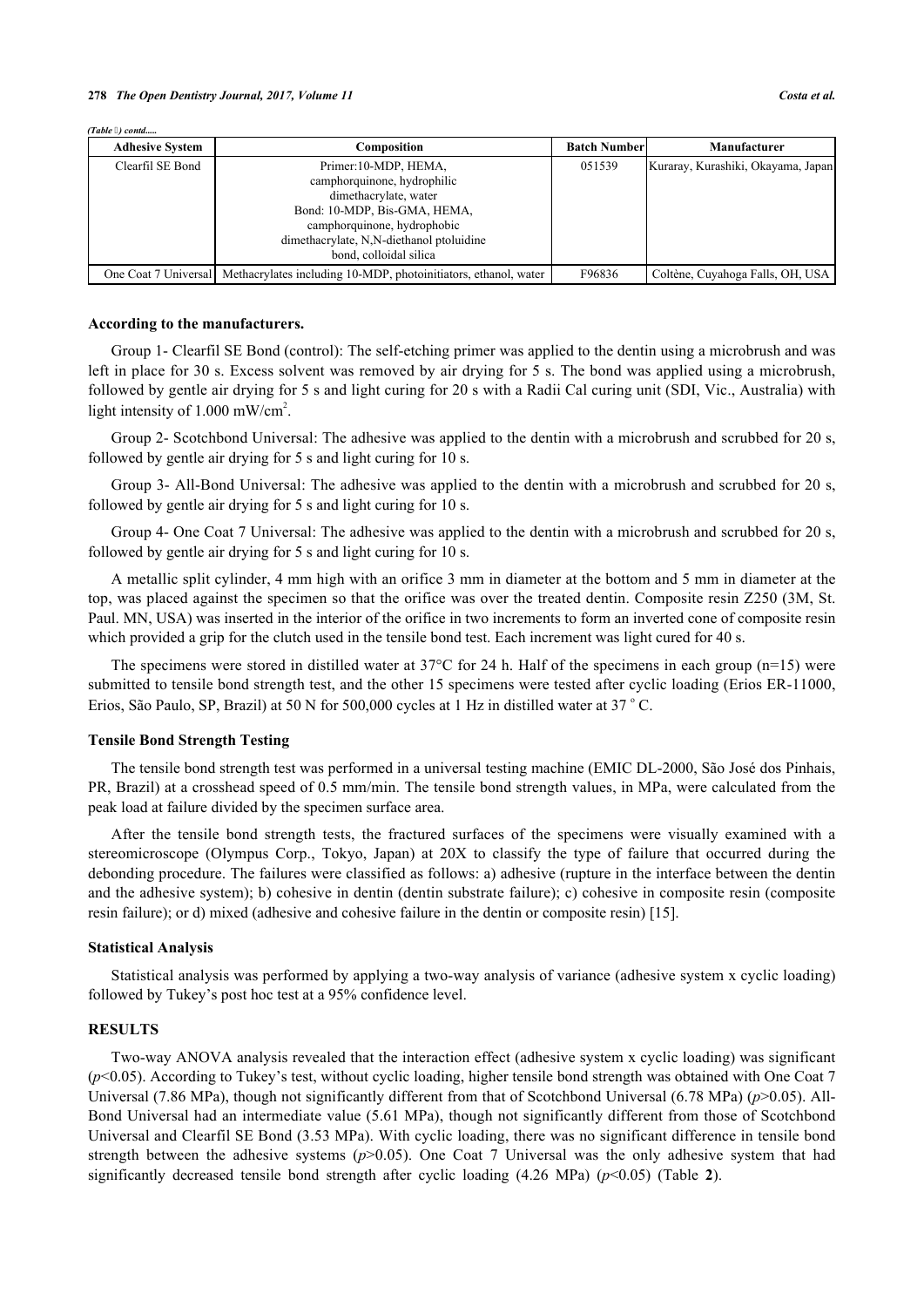*(Table 1) contd.....*

| Adhesive System | Composition | Batch Number | Manufacturer |
|---|---|---|---|
| Clearfil SE Bond | Primer:10-MDP, HEMA, camphorquinone, hydrophilic dimethacrylate, water Bond: 10-MDP, Bis-GMA, HEMA, camphorquinone, hydrophobic dimethacrylate, N,N-diethanol ptoluidine bond, colloidal silica | 051539 | Kuraray, Kurashiki, Okayama, Japan |
| One Coat 7 Universal | Methacrylates including 10-MDP, photoinitiators, ethanol, water | F96836 | Coltène, Cuyahoga Falls, OH, USA |

**According to the manufacturers.**

Group 1- Clearfil SE Bond (control): The self-etching primer was applied to the dentin using a microbrush and was left in place for 30 s. Excess solvent was removed by air drying for 5 s. The bond was applied using a microbrush, followed by gentle air drying for 5 s and light curing for 20 s with a Radii Cal curing unit (SDI, Vic., Australia) with light intensity of 1.000 mW/cm$^2$.

Group 2- Scotchbond Universal: The adhesive was applied to the dentin with a microbrush and scrubbed for 20 s, followed by gentle air drying for 5 s and light curing for 10 s.

Group 3- All-Bond Universal: The adhesive was applied to the dentin with a microbrush and scrubbed for 20 s, followed by gentle air drying for 5 s and light curing for 10 s.

Group 4- One Coat 7 Universal: The adhesive was applied to the dentin with a microbrush and scrubbed for 20 s, followed by gentle air drying for 5 s and light curing for 10 s.

A metallic split cylinder, 4 mm high with an orifice 3 mm in diameter at the bottom and 5 mm in diameter at the top, was placed against the specimen so that the orifice was over the treated dentin. Composite resin Z250 (3M, St. Paul. MN, USA) was inserted in the interior of the orifice in two increments to form an inverted cone of composite resin which provided a grip for the clutch used in the tensile bond test. Each increment was light cured for 40 s.

The specimens were stored in distilled water at 37°C for 24 h. Half of the specimens in each group (n=15) were submitted to tensile bond strength test, and the other 15 specimens were tested after cyclic loading (Erios ER-11000, Erios, São Paulo, SP, Brazil) at 50 N for 500,000 cycles at 1 Hz in distilled water at 37 °C.

### Tensile Bond Strength Testing

The tensile bond strength test was performed in a universal testing machine (EMIC DL-2000, São José dos Pinhais, PR, Brazil) at a crosshead speed of 0.5 mm/min. The tensile bond strength values, in MPa, were calculated from the peak load at failure divided by the specimen surface area.

After the tensile bond strength tests, the fractured surfaces of the specimens were visually examined with a stereomicroscope (Olympus Corp., Tokyo, Japan) at 20X to classify the type of failure that occurred during the debonding procedure. The failures were classified as follows: a) adhesive (rupture in the interface between the dentin and the adhesive system); b) cohesive in dentin (dentin substrate failure); c) cohesive in composite resin (composite resin failure); or d) mixed (adhesive and cohesive failure in the dentin or composite resin) [15].

### Statistical Analysis

Statistical analysis was performed by applying a two-way analysis of variance (adhesive system x cyclic loading) followed by Tukey's post hoc test at a 95% confidence level.

## RESULTS

Two-way ANOVA analysis revealed that the interaction effect (adhesive system x cyclic loading) was significant ($p<0.05$). According to Tukey's test, without cyclic loading, higher tensile bond strength was obtained with One Coat 7 Universal (7.86 MPa), though not significantly different from that of Scotchbond Universal (6.78 MPa) ($p>0.05$). All-Bond Universal had an intermediate value (5.61 MPa), though not significantly different from those of Scotchbond Universal and Clearfil SE Bond (3.53 MPa). With cyclic loading, there was no significant difference in tensile bond strength between the adhesive systems ($p>0.05$). One Coat 7 Universal was the only adhesive system that had significantly decreased tensile bond strength after cyclic loading (4.26 MPa) ($p<0.05$) (Table **2**).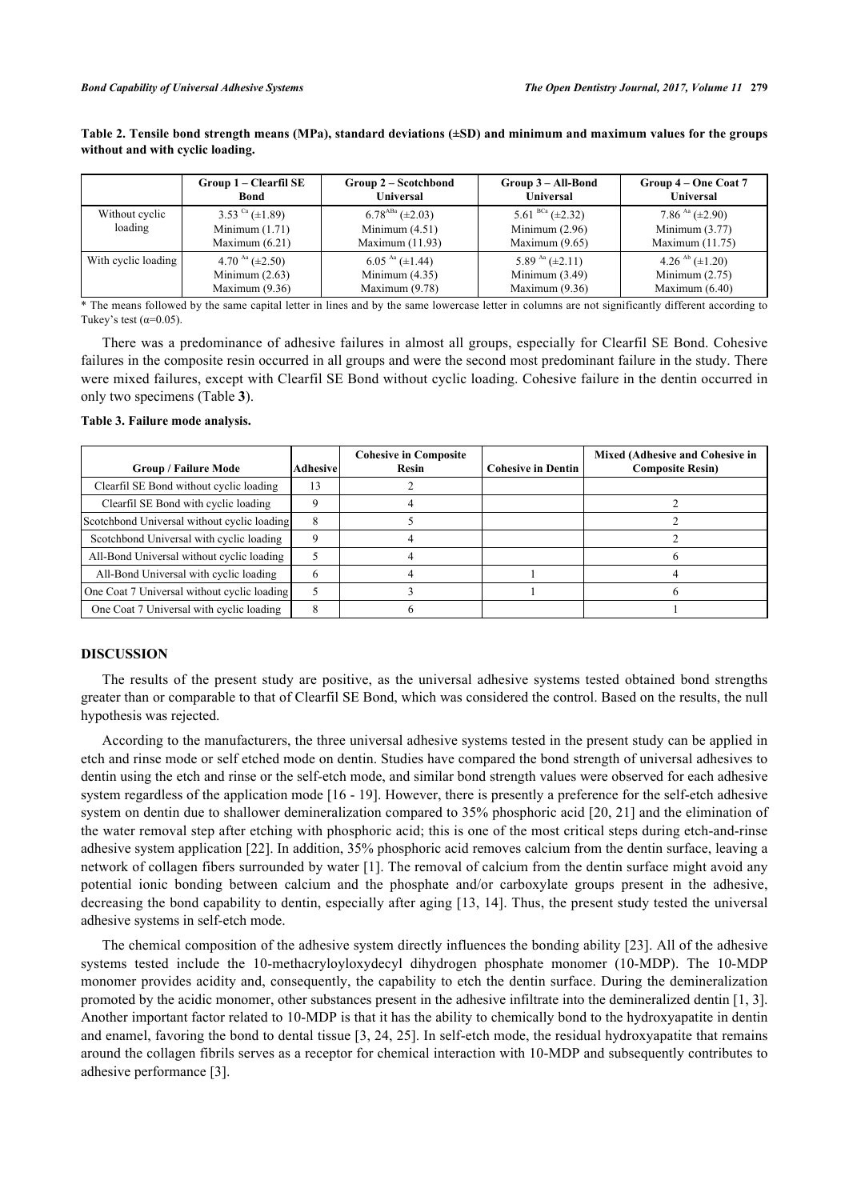**Table 2. Tensile bond strength means (MPa), standard deviations (±SD) and minimum and maximum values for the groups without and with cyclic loading.**

| | Group 1 – Clearfil SE Bond | Group 2 – Scotchbond Universal | Group 3 – All-Bond Universal | Group 4 – One Coat 7 Universal |
|---|---|---|---|---|
| Without cyclic loading | 3.53 $^{Ca}$ (±1.89)<br>Minimum (1.71)<br>Maximum (6.21) | 6.78$^{ABa}$ (±2.03)<br>Minimum (4.51)<br>Maximum (11.93) | 5.61 $^{BCa}$ (±2.32)<br>Minimum (2.96)<br>Maximum (9.65) | 7.86 $^{Aa}$ (±2.90)<br>Minimum (3.77)<br>Maximum (11.75) |
| With cyclic loading | 4.70 $^{Aa}$ (±2.50)<br>Minimum (2.63)<br>Maximum (9.36) | 6.05 $^{Aa}$ (±1.44)<br>Minimum (4.35)<br>Maximum (9.78) | 5.89 $^{Aa}$ (±2.11)<br>Minimum (3.49)<br>Maximum (9.36) | 4.26 $^{Ab}$ (±1.20)<br>Minimum (2.75)<br>Maximum (6.40) |

\* The means followed by the same capital letter in lines and by the same lowercase letter in columns are not significantly different according to Tukey's test ($\alpha$=0.05).

There was a predominance of adhesive failures in almost all groups, especially for Clearfil SE Bond. Cohesive failures in the composite resin occurred in all groups and were the second most predominant failure in the study. There were mixed failures, except with Clearfil SE Bond without cyclic loading. Cohesive failure in the dentin occurred in only two specimens (Table **3**).

**Table 3. Failure mode analysis.**

| Group / Failure Mode | Adhesive | Cohesive in Composite Resin | Cohesive in Dentin | Mixed (Adhesive and Cohesive in Composite Resin) |
|---|---|---|---|---|
| Clearfil SE Bond without cyclic loading | 13 | 2 | | |
| Clearfil SE Bond with cyclic loading | 9 | 4 | | 2 |
| Scotchbond Universal without cyclic loading | 8 | 5 | | 2 |
| Scotchbond Universal with cyclic loading | 9 | 4 | | 2 |
| All-Bond Universal without cyclic loading | 5 | 4 | | 6 |
| All-Bond Universal with cyclic loading | 6 | 4 | 1 | 4 |
| One Coat 7 Universal without cyclic loading | 5 | 3 | 1 | 6 |
| One Coat 7 Universal with cyclic loading | 8 | 6 | | 1 |

## DISCUSSION

The results of the present study are positive, as the universal adhesive systems tested obtained bond strengths greater than or comparable to that of Clearfil SE Bond, which was considered the control. Based on the results, the null hypothesis was rejected.

According to the manufacturers, the three universal adhesive systems tested in the present study can be applied in etch and rinse mode or self etched mode on dentin. Studies have compared the bond strength of universal adhesives to dentin using the etch and rinse or the self-etch mode, and similar bond strength values were observed for each adhesive system regardless of the application mode [16 - 19]. However, there is presently a preference for the self-etch adhesive system on dentin due to shallower demineralization compared to 35% phosphoric acid [20, 21] and the elimination of the water removal step after etching with phosphoric acid; this is one of the most critical steps during etch-and-rinse adhesive system application [22]. In addition, 35% phosphoric acid removes calcium from the dentin surface, leaving a network of collagen fibers surrounded by water [1]. The removal of calcium from the dentin surface might avoid any potential ionic bonding between calcium and the phosphate and/or carboxylate groups present in the adhesive, decreasing the bond capability to dentin, especially after aging [13, 14]. Thus, the present study tested the universal adhesive systems in self-etch mode.

The chemical composition of the adhesive system directly influences the bonding ability [23]. All of the adhesive systems tested include the 10-methacryloyloxydecyl dihydrogen phosphate monomer (10-MDP). The 10-MDP monomer provides acidity and, consequently, the capability to etch the dentin surface. During the demineralization promoted by the acidic monomer, other substances present in the adhesive infiltrate into the demineralized dentin [1, 3]. Another important factor related to 10-MDP is that it has the ability to chemically bond to the hydroxyapatite in dentin and enamel, favoring the bond to dental tissue [3, 24, 25]. In self-etch mode, the residual hydroxyapatite that remains around the collagen fibrils serves as a receptor for chemical interaction with 10-MDP and subsequently contributes to adhesive performance [3].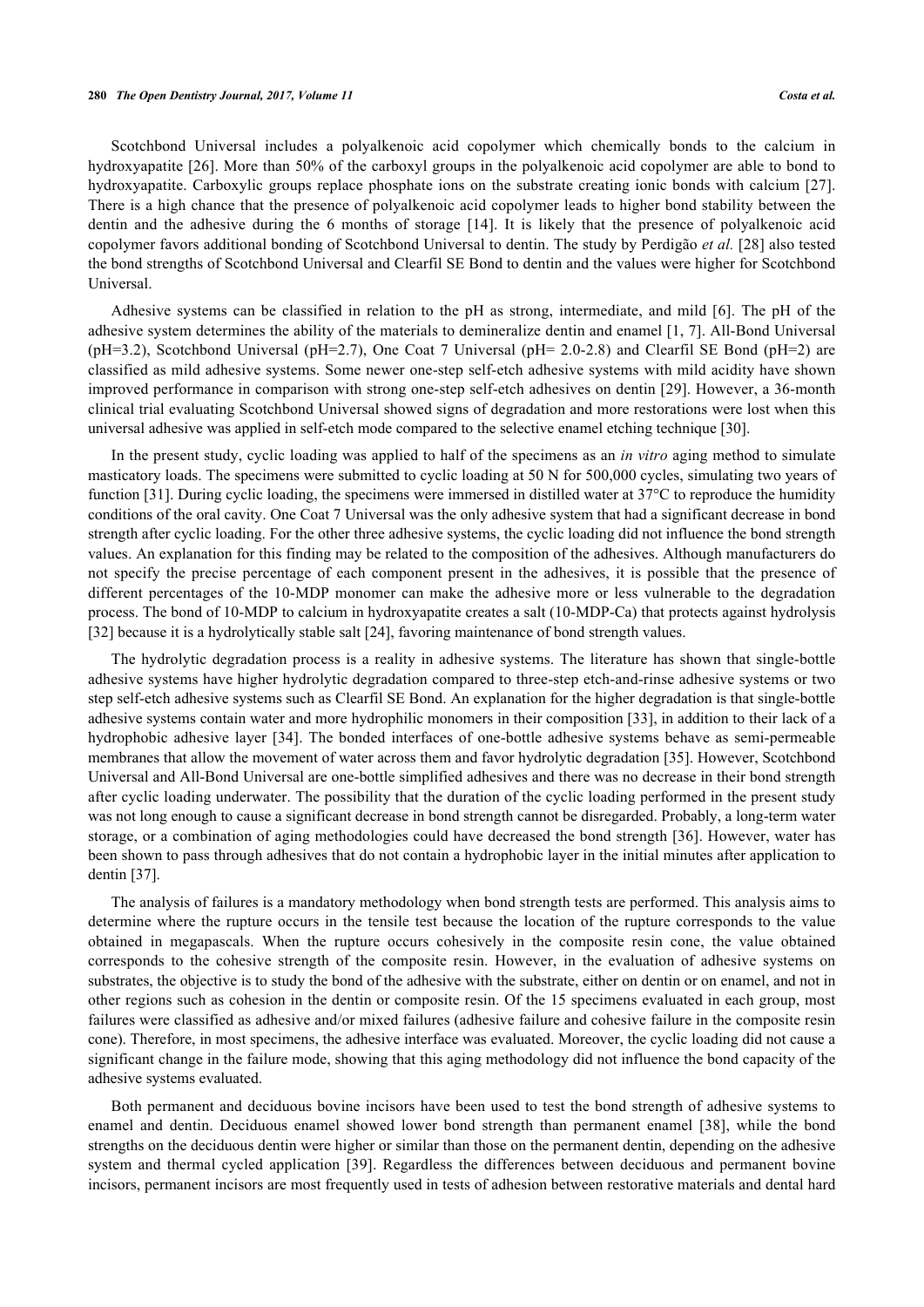Scotchbond Universal includes a polyalkenoic acid copolymer which chemically bonds to the calcium in hydroxyapatite [26]. More than 50% of the carboxyl groups in the polyalkenoic acid copolymer are able to bond to hydroxyapatite. Carboxylic groups replace phosphate ions on the substrate creating ionic bonds with calcium [27]. There is a high chance that the presence of polyalkenoic acid copolymer leads to higher bond stability between the dentin and the adhesive during the 6 months of storage [14]. It is likely that the presence of polyalkenoic acid copolymer favors additional bonding of Scotchbond Universal to dentin. The study by Perdigão *et al.* [28] also tested the bond strengths of Scotchbond Universal and Clearfil SE Bond to dentin and the values were higher for Scotchbond Universal.

Adhesive systems can be classified in relation to the pH as strong, intermediate, and mild [6]. The pH of the adhesive system determines the ability of the materials to demineralize dentin and enamel [1, 7]. All-Bond Universal (pH=3.2), Scotchbond Universal (pH=2.7), One Coat 7 Universal (pH= 2.0-2.8) and Clearfil SE Bond (pH=2) are classified as mild adhesive systems. Some newer one-step self-etch adhesive systems with mild acidity have shown improved performance in comparison with strong one-step self-etch adhesives on dentin [29]. However, a 36-month clinical trial evaluating Scotchbond Universal showed signs of degradation and more restorations were lost when this universal adhesive was applied in self-etch mode compared to the selective enamel etching technique [30].

In the present study, cyclic loading was applied to half of the specimens as an *in vitro* aging method to simulate masticatory loads. The specimens were submitted to cyclic loading at 50 N for 500,000 cycles, simulating two years of function [31]. During cyclic loading, the specimens were immersed in distilled water at 37°C to reproduce the humidity conditions of the oral cavity. One Coat 7 Universal was the only adhesive system that had a significant decrease in bond strength after cyclic loading. For the other three adhesive systems, the cyclic loading did not influence the bond strength values. An explanation for this finding may be related to the composition of the adhesives. Although manufacturers do not specify the precise percentage of each component present in the adhesives, it is possible that the presence of different percentages of the 10-MDP monomer can make the adhesive more or less vulnerable to the degradation process. The bond of 10-MDP to calcium in hydroxyapatite creates a salt (10-MDP-Ca) that protects against hydrolysis [32] because it is a hydrolytically stable salt [24], favoring maintenance of bond strength values.

The hydrolytic degradation process is a reality in adhesive systems. The literature has shown that single-bottle adhesive systems have higher hydrolytic degradation compared to three-step etch-and-rinse adhesive systems or two step self-etch adhesive systems such as Clearfil SE Bond. An explanation for the higher degradation is that single-bottle adhesive systems contain water and more hydrophilic monomers in their composition [33], in addition to their lack of a hydrophobic adhesive layer [34]. The bonded interfaces of one-bottle adhesive systems behave as semi-permeable membranes that allow the movement of water across them and favor hydrolytic degradation [35]. However, Scotchbond Universal and All-Bond Universal are one-bottle simplified adhesives and there was no decrease in their bond strength after cyclic loading underwater. The possibility that the duration of the cyclic loading performed in the present study was not long enough to cause a significant decrease in bond strength cannot be disregarded. Probably, a long-term water storage, or a combination of aging methodologies could have decreased the bond strength [36]. However, water has been shown to pass through adhesives that do not contain a hydrophobic layer in the initial minutes after application to dentin [37].

The analysis of failures is a mandatory methodology when bond strength tests are performed. This analysis aims to determine where the rupture occurs in the tensile test because the location of the rupture corresponds to the value obtained in megapascals. When the rupture occurs cohesively in the composite resin cone, the value obtained corresponds to the cohesive strength of the composite resin. However, in the evaluation of adhesive systems on substrates, the objective is to study the bond of the adhesive with the substrate, either on dentin or on enamel, and not in other regions such as cohesion in the dentin or composite resin. Of the 15 specimens evaluated in each group, most failures were classified as adhesive and/or mixed failures (adhesive failure and cohesive failure in the composite resin cone). Therefore, in most specimens, the adhesive interface was evaluated. Moreover, the cyclic loading did not cause a significant change in the failure mode, showing that this aging methodology did not influence the bond capacity of the adhesive systems evaluated.

Both permanent and deciduous bovine incisors have been used to test the bond strength of adhesive systems to enamel and dentin. Deciduous enamel showed lower bond strength than permanent enamel [38], while the bond strengths on the deciduous dentin were higher or similar than those on the permanent dentin, depending on the adhesive system and thermal cycled application [39]. Regardless the differences between deciduous and permanent bovine incisors, permanent incisors are most frequently used in tests of adhesion between restorative materials and dental hard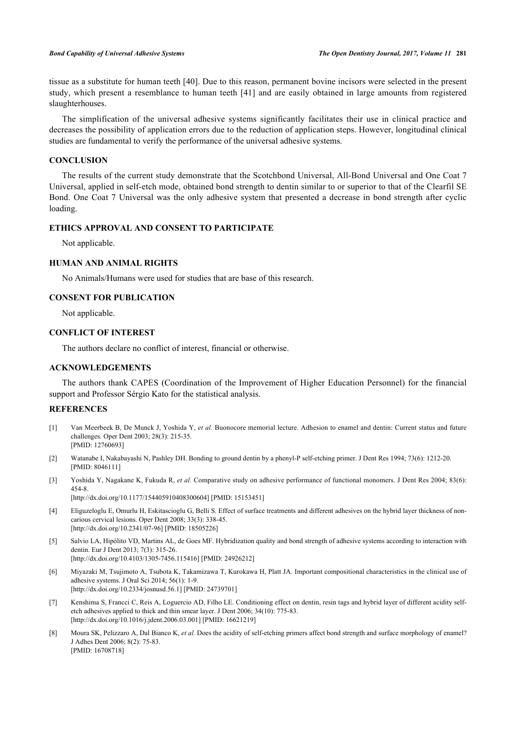tissue as a substitute for human teeth [40]. Due to this reason, permanent bovine incisors were selected in the present study, which present a resemblance to human teeth [41] and are easily obtained in large amounts from registered slaughterhouses.

The simplification of the universal adhesive systems significantly facilitates their use in clinical practice and decreases the possibility of application errors due to the reduction of application steps. However, longitudinal clinical studies are fundamental to verify the performance of the universal adhesive systems.

## CONCLUSION

The results of the current study demonstrate that the Scotchbond Universal, All-Bond Universal and One Coat 7 Universal, applied in self-etch mode, obtained bond strength to dentin similar to or superior to that of the Clearfil SE Bond. One Coat 7 Universal was the only adhesive system that presented a decrease in bond strength after cyclic loading.

## ETHICS APPROVAL AND CONSENT TO PARTICIPATE

Not applicable.

## HUMAN AND ANIMAL RIGHTS

No Animals/Humans were used for studies that are base of this research.

## CONSENT FOR PUBLICATION

Not applicable.

## CONFLICT OF INTEREST

The authors declare no conflict of interest, financial or otherwise.

## ACKNOWLEDGEMENTS

The authors thank CAPES (Coordination of the Improvement of Higher Education Personnel) for the financial support and Professor Sérgio Kato for the statistical analysis.

## REFERENCES

[1] Van Meerbeek B, De Munck J, Yoshida Y, *et al.* Buonocore memorial lecture. Adhesion to enamel and dentin: Current status and future challenges. Oper Dent 2003; 28(3): 215-35.
[PMID: 12760693]

[2] Watanabe I, Nakabayashi N, Pashley DH. Bonding to ground dentin by a phenyl-P self-etching primer. J Dent Res 1994; 73(6): 1212-20.
[PMID: 8046111]

[3] Yoshida Y, Nagakane K, Fukuda R, *et al.* Comparative study on adhesive performance of functional monomers. J Dent Res 2004; 83(6): 454-8.
[http://dx.doi.org/10.1177/154405910408300604] [PMID: 15153451]

[4] Eliguzeloglu E, Omurlu H, Eskitascioglu G, Belli S. Effect of surface treatments and different adhesives on the hybrid layer thickness of non-carious cervical lesions. Oper Dent 2008; 33(3): 338-45.
[http://dx.doi.org/10.2341/07-96] [PMID: 18505226]

[5] Salvio LA, Hipólito VD, Martins AL, de Goes MF. Hybridization quality and bond strength of adhesive systems according to interaction with dentin. Eur J Dent 2013; 7(3): 315-26.
[http://dx.doi.org/10.4103/1305-7456.115416] [PMID: 24926212]

[6] Miyazaki M, Tsujimoto A, Tsubota K, Takamizawa T, Kurokawa H, Platt JA. Important compositional characteristics in the clinical use of adhesive systems. J Oral Sci 2014; 56(1): 1-9.
[http://dx.doi.org/10.2334/josnusd.56.1] [PMID: 24739701]

[7] Kenshima S, Francci C, Reis A, Loguercio AD, Filho LE. Conditioning effect on dentin, resin tags and hybrid layer of different acidity self-etch adhesives applied to thick and thin smear layer. J Dent 2006; 34(10): 775-83.
[http://dx.doi.org/10.1016/j.jdent.2006.03.001] [PMID: 16621219]

[8] Moura SK, Pelizzaro A, Dal Bianco K, *et al.* Does the acidity of self-etching primers affect bond strength and surface morphology of enamel? J Adhes Dent 2006; 8(2): 75-83.
[PMID: 16708718]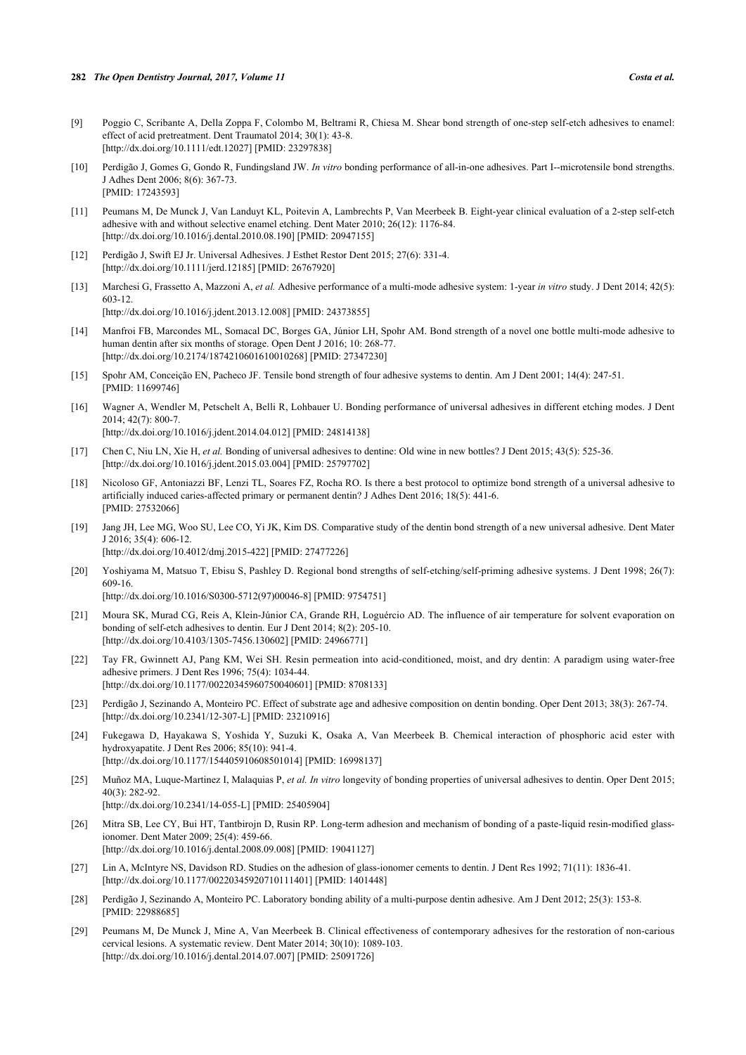[9] Poggio C, Scribante A, Della Zoppa F, Colombo M, Beltrami R, Chiesa M. Shear bond strength of one-step self-etch adhesives to enamel: effect of acid pretreatment. Dent Traumatol 2014; 30(1): 43-8.
[http://dx.doi.org/10.1111/edt.12027] [PMID: 23297838]

[10] Perdigão J, Gomes G, Gondo R, Fundingsland JW. *In vitro* bonding performance of all-in-one adhesives. Part I--microtensile bond strengths. J Adhes Dent 2006; 8(6): 367-73.
[PMID: 17243593]

[11] Peumans M, De Munck J, Van Landuyt KL, Poitevin A, Lambrechts P, Van Meerbeek B. Eight-year clinical evaluation of a 2-step self-etch adhesive with and without selective enamel etching. Dent Mater 2010; 26(12): 1176-84.
[http://dx.doi.org/10.1016/j.dental.2010.08.190] [PMID: 20947155]

[12] Perdigão J, Swift EJ Jr. Universal Adhesives. J Esthet Restor Dent 2015; 27(6): 331-4.
[http://dx.doi.org/10.1111/jerd.12185] [PMID: 26767920]

[13] Marchesi G, Frassetto A, Mazzoni A, *et al.* Adhesive performance of a multi-mode adhesive system: 1-year *in vitro* study. J Dent 2014; 42(5): 603-12.
[http://dx.doi.org/10.1016/j.jdent.2013.12.008] [PMID: 24373855]

[14] Manfroi FB, Marcondes ML, Somacal DC, Borges GA, Júnior LH, Spohr AM. Bond strength of a novel one bottle multi-mode adhesive to human dentin after six months of storage. Open Dent J 2016; 10: 268-77.
[http://dx.doi.org/10.2174/1874210601610010268] [PMID: 27347230]

[15] Spohr AM, Conceição EN, Pacheco JF. Tensile bond strength of four adhesive systems to dentin. Am J Dent 2001; 14(4): 247-51.
[PMID: 11699746]

[16] Wagner A, Wendler M, Petschelt A, Belli R, Lohbauer U. Bonding performance of universal adhesives in different etching modes. J Dent 2014; 42(7): 800-7.
[http://dx.doi.org/10.1016/j.jdent.2014.04.012] [PMID: 24814138]

[17] Chen C, Niu LN, Xie H, *et al.* Bonding of universal adhesives to dentine: Old wine in new bottles? J Dent 2015; 43(5): 525-36.
[http://dx.doi.org/10.1016/j.jdent.2015.03.004] [PMID: 25797702]

[18] Nicoloso GF, Antoniazzi BF, Lenzi TL, Soares FZ, Rocha RO. Is there a best protocol to optimize bond strength of a universal adhesive to artificially induced caries-affected primary or permanent dentin? J Adhes Dent 2016; 18(5): 441-6.
[PMID: 27532066]

[19] Jang JH, Lee MG, Woo SU, Lee CO, Yi JK, Kim DS. Comparative study of the dentin bond strength of a new universal adhesive. Dent Mater J 2016; 35(4): 606-12.
[http://dx.doi.org/10.4012/dmj.2015-422] [PMID: 27477226]

[20] Yoshiyama M, Matsuo T, Ebisu S, Pashley D. Regional bond strengths of self-etching/self-priming adhesive systems. J Dent 1998; 26(7): 609-16.
[http://dx.doi.org/10.1016/S0300-5712(97)00046-8] [PMID: 9754751]

[21] Moura SK, Murad CG, Reis A, Klein-Júnior CA, Grande RH, Loguércio AD. The influence of air temperature for solvent evaporation on bonding of self-etch adhesives to dentin. Eur J Dent 2014; 8(2): 205-10.
[http://dx.doi.org/10.4103/1305-7456.130602] [PMID: 24966771]

[22] Tay FR, Gwinnett AJ, Pang KM, Wei SH. Resin permeation into acid-conditioned, moist, and dry dentin: A paradigm using water-free adhesive primers. J Dent Res 1996; 75(4): 1034-44.
[http://dx.doi.org/10.1177/00220345960750040601] [PMID: 8708133]

[23] Perdigão J, Sezinando A, Monteiro PC. Effect of substrate age and adhesive composition on dentin bonding. Oper Dent 2013; 38(3): 267-74.
[http://dx.doi.org/10.2341/12-307-L] [PMID: 23210916]

[24] Fukegawa D, Hayakawa S, Yoshida Y, Suzuki K, Osaka A, Van Meerbeek B. Chemical interaction of phosphoric acid ester with hydroxyapatite. J Dent Res 2006; 85(10): 941-4.
[http://dx.doi.org/10.1177/154405910608501014] [PMID: 16998137]

[25] Muñoz MA, Luque-Martinez I, Malaquias P, *et al. In vitro* longevity of bonding properties of universal adhesives to dentin. Oper Dent 2015; 40(3): 282-92.
[http://dx.doi.org/10.2341/14-055-L] [PMID: 25405904]

[26] Mitra SB, Lee CY, Bui HT, Tantbirojn D, Rusin RP. Long-term adhesion and mechanism of bonding of a paste-liquid resin-modified glass-ionomer. Dent Mater 2009; 25(4): 459-66.
[http://dx.doi.org/10.1016/j.dental.2008.09.008] [PMID: 19041127]

[27] Lin A, McIntyre NS, Davidson RD. Studies on the adhesion of glass-ionomer cements to dentin. J Dent Res 1992; 71(11): 1836-41.
[http://dx.doi.org/10.1177/00220345920710111401] [PMID: 1401448]

[28] Perdigão J, Sezinando A, Monteiro PC. Laboratory bonding ability of a multi-purpose dentin adhesive. Am J Dent 2012; 25(3): 153-8.
[PMID: 22988685]

[29] Peumans M, De Munck J, Mine A, Van Meerbeek B. Clinical effectiveness of contemporary adhesives for the restoration of non-carious cervical lesions. A systematic review. Dent Mater 2014; 30(10): 1089-103.
[http://dx.doi.org/10.1016/j.dental.2014.07.007] [PMID: 25091726]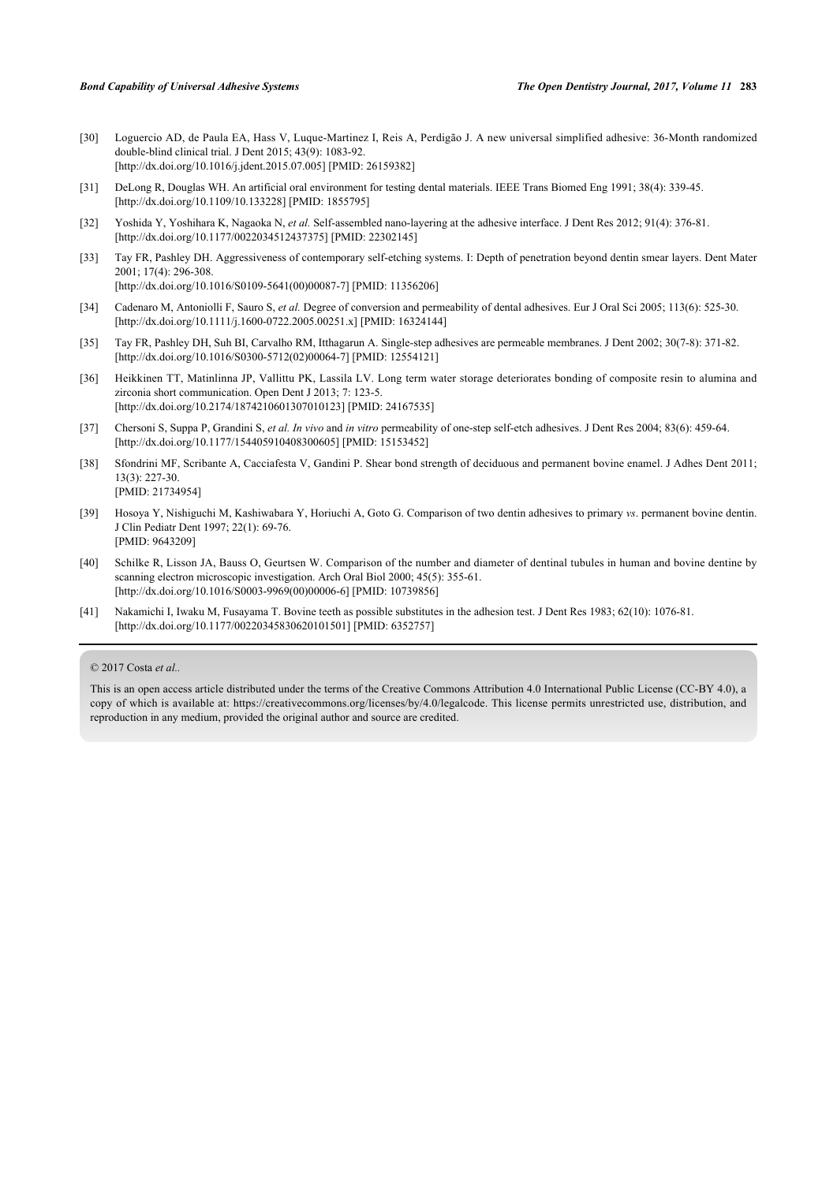[30] Loguercio AD, de Paula EA, Hass V, Luque-Martinez I, Reis A, Perdigão J. A new universal simplified adhesive: 36-Month randomized double-blind clinical trial. J Dent 2015; 43(9): 1083-92.
[http://dx.doi.org/10.1016/j.jdent.2015.07.005] [PMID: 26159382]

[31] DeLong R, Douglas WH. An artificial oral environment for testing dental materials. IEEE Trans Biomed Eng 1991; 38(4): 339-45.
[http://dx.doi.org/10.1109/10.133228] [PMID: 1855795]

[32] Yoshida Y, Yoshihara K, Nagaoka N, *et al.* Self-assembled nano-layering at the adhesive interface. J Dent Res 2012; 91(4): 376-81.
[http://dx.doi.org/10.1177/0022034512437375] [PMID: 22302145]

[33] Tay FR, Pashley DH. Aggressiveness of contemporary self-etching systems. I: Depth of penetration beyond dentin smear layers. Dent Mater 2001; 17(4): 296-308.
[http://dx.doi.org/10.1016/S0109-5641(00)00087-7] [PMID: 11356206]

[34] Cadenaro M, Antoniolli F, Sauro S, *et al.* Degree of conversion and permeability of dental adhesives. Eur J Oral Sci 2005; 113(6): 525-30.
[http://dx.doi.org/10.1111/j.1600-0722.2005.00251.x] [PMID: 16324144]

[35] Tay FR, Pashley DH, Suh BI, Carvalho RM, Itthagarun A. Single-step adhesives are permeable membranes. J Dent 2002; 30(7-8): 371-82.
[http://dx.doi.org/10.1016/S0300-5712(02)00064-7] [PMID: 12554121]

[36] Heikkinen TT, Matinlinna JP, Vallittu PK, Lassila LV. Long term water storage deteriorates bonding of composite resin to alumina and zirconia short communication. Open Dent J 2013; 7: 123-5.
[http://dx.doi.org/10.2174/1874210601307010123] [PMID: 24167535]

[37] Chersoni S, Suppa P, Grandini S, *et al. In vivo* and *in vitro* permeability of one-step self-etch adhesives. J Dent Res 2004; 83(6): 459-64.
[http://dx.doi.org/10.1177/154405910408300605] [PMID: 15153452]

[38] Sfondrini MF, Scribante A, Cacciafesta V, Gandini P. Shear bond strength of deciduous and permanent bovine enamel. J Adhes Dent 2011; 13(3): 227-30.
[PMID: 21734954]

[39] Hosoya Y, Nishiguchi M, Kashiwabara Y, Horiuchi A, Goto G. Comparison of two dentin adhesives to primary *vs*. permanent bovine dentin. J Clin Pediatr Dent 1997; 22(1): 69-76.
[PMID: 9643209]

[40] Schilke R, Lisson JA, Bauss O, Geurtsen W. Comparison of the number and diameter of dentinal tubules in human and bovine dentine by scanning electron microscopic investigation. Arch Oral Biol 2000; 45(5): 355-61.
[http://dx.doi.org/10.1016/S0003-9969(00)00006-6] [PMID: 10739856]

[41] Nakamichi I, Iwaku M, Fusayama T. Bovine teeth as possible substitutes in the adhesion test. J Dent Res 1983; 62(10): 1076-81.
[http://dx.doi.org/10.1177/00220345830620101501] [PMID: 6352757]

© 2017 Costa *et al.*.

This is an open access article distributed under the terms of the Creative Commons Attribution 4.0 International Public License (CC-BY 4.0), a copy of which is available at: https://creativecommons.org/licenses/by/4.0/legalcode. This license permits unrestricted use, distribution, and reproduction in any medium, provided the original author and source are credited.